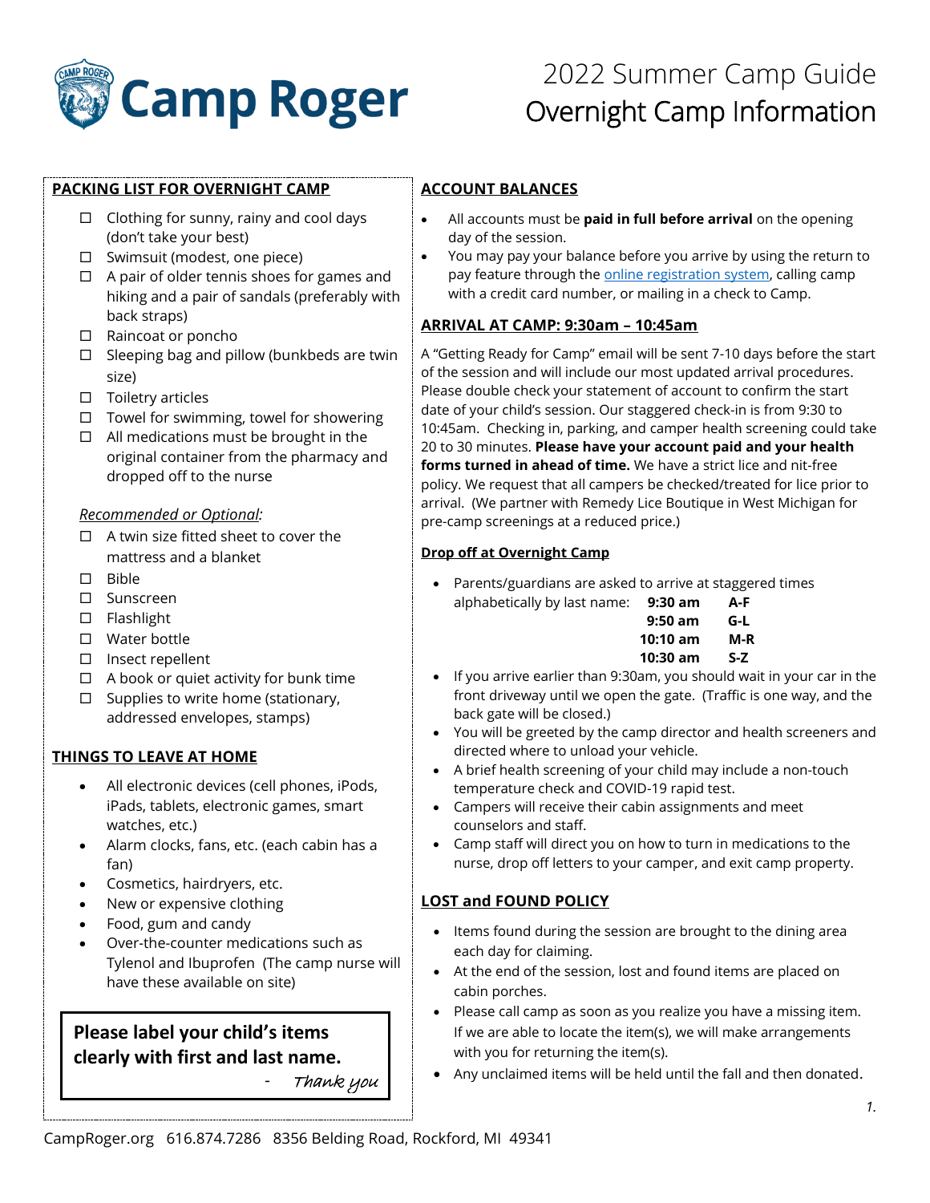# Camp Roger

## 2022 Summer Camp Guide
## Overnight Camp Information

### PACKING LIST FOR OVERNIGHT CAMP

- ☐ Clothing for sunny, rainy and cool days (don't take your best)
- ☐ Swimsuit (modest, one piece)
- ☐ A pair of older tennis shoes for games and hiking and a pair of sandals (preferably with back straps)
- ☐ Raincoat or poncho
- ☐ Sleeping bag and pillow (bunkbeds are twin size)
- ☐ Toiletry articles
- ☐ Towel for swimming, towel for showering
- ☐ All medications must be brought in the original container from the pharmacy and dropped off to the nurse

*Recommended or Optional:*

- ☐ A twin size fitted sheet to cover the mattress and a blanket
- ☐ Bible
- ☐ Sunscreen
- ☐ Flashlight
- ☐ Water bottle
- ☐ Insect repellent
- ☐ A book or quiet activity for bunk time
- ☐ Supplies to write home (stationary, addressed envelopes, stamps)

### THINGS TO LEAVE AT HOME

- All electronic devices (cell phones, iPods, iPads, tablets, electronic games, smart watches, etc.)
- Alarm clocks, fans, etc. (each cabin has a fan)
- Cosmetics, hairdryers, etc.
- New or expensive clothing
- Food, gum and candy
- Over-the-counter medications such as Tylenol and Ibuprofen (The camp nurse will have these available on site)

**Please label your child's items clearly with first and last name.**

- *Thank you*

### ACCOUNT BALANCES

- All accounts must be **paid in full before arrival** on the opening day of the session.
- You may pay your balance before you arrive by using the return to pay feature through the online registration system, calling camp with a credit card number, or mailing in a check to Camp.

### ARRIVAL AT CAMP: 9:30am – 10:45am

A "Getting Ready for Camp" email will be sent 7-10 days before the start of the session and will include our most updated arrival procedures. Please double check your statement of account to confirm the start date of your child's session. Our staggered check-in is from 9:30 to 10:45am. Checking in, parking, and camper health screening could take 20 to 30 minutes. **Please have your account paid and your health forms turned in ahead of time.** We have a strict lice and nit-free policy. We request that all campers be checked/treated for lice prior to arrival. (We partner with Remedy Lice Boutique in West Michigan for pre-camp screenings at a reduced price.)

#### Drop off at Overnight Camp

- Parents/guardians are asked to arrive at staggered times alphabetically by last name:

| Time | Last Name |
|---|---|
| **9:30 am** | **A-F** |
| **9:50 am** | **G-L** |
| **10:10 am** | **M-R** |
| **10:30 am** | **S-Z** |

- If you arrive earlier than 9:30am, you should wait in your car in the front driveway until we open the gate. (Traffic is one way, and the back gate will be closed.)
- You will be greeted by the camp director and health screeners and directed where to unload your vehicle.
- A brief health screening of your child may include a non-touch temperature check and COVID-19 rapid test.
- Campers will receive their cabin assignments and meet counselors and staff.
- Camp staff will direct you on how to turn in medications to the nurse, drop off letters to your camper, and exit camp property.

### LOST and FOUND POLICY

- Items found during the session are brought to the dining area each day for claiming.
- At the end of the session, lost and found items are placed on cabin porches.
- Please call camp as soon as you realize you have a missing item. If we are able to locate the item(s), we will make arrangements with you for returning the item(s).
- Any unclaimed items will be held until the fall and then donated.

CampRoger.org 616.874.7286 8356 Belding Road, Rockford, MI 49341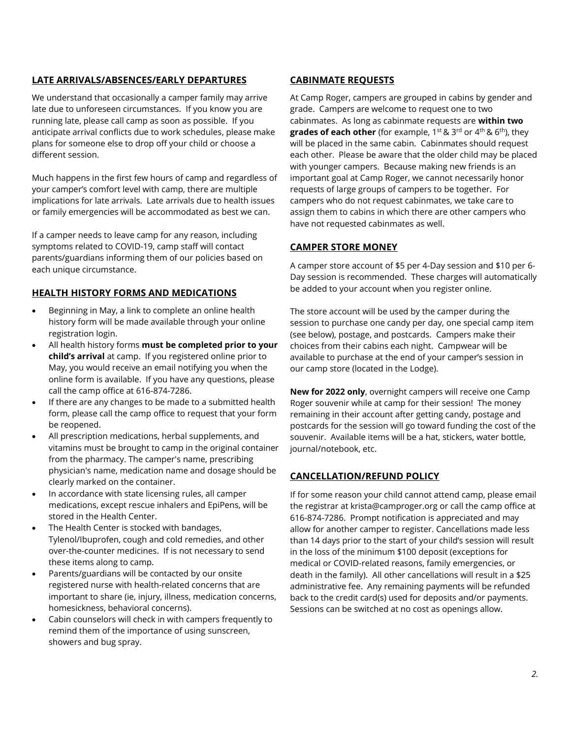## LATE ARRIVALS/ABSENCES/EARLY DEPARTURES

We understand that occasionally a camper family may arrive late due to unforeseen circumstances. If you know you are running late, please call camp as soon as possible. If you anticipate arrival conflicts due to work schedules, please make plans for someone else to drop off your child or choose a different session.

Much happens in the first few hours of camp and regardless of your camper's comfort level with camp, there are multiple implications for late arrivals. Late arrivals due to health issues or family emergencies will be accommodated as best we can.

If a camper needs to leave camp for any reason, including symptoms related to COVID-19, camp staff will contact parents/guardians informing them of our policies based on each unique circumstance.

## HEALTH HISTORY FORMS AND MEDICATIONS

- Beginning in May, a link to complete an online health history form will be made available through your online registration login.
- All health history forms **must be completed prior to your child's arrival** at camp. If you registered online prior to May, you would receive an email notifying you when the online form is available. If you have any questions, please call the camp office at 616-874-7286.
- If there are any changes to be made to a submitted health form, please call the camp office to request that your form be reopened.
- All prescription medications, herbal supplements, and vitamins must be brought to camp in the original container from the pharmacy. The camper's name, prescribing physician's name, medication name and dosage should be clearly marked on the container.
- In accordance with state licensing rules, all camper medications, except rescue inhalers and EpiPens, will be stored in the Health Center.
- The Health Center is stocked with bandages, Tylenol/Ibuprofen, cough and cold remedies, and other over-the-counter medicines. If is not necessary to send these items along to camp.
- Parents/guardians will be contacted by our onsite registered nurse with health-related concerns that are important to share (ie, injury, illness, medication concerns, homesickness, behavioral concerns).
- Cabin counselors will check in with campers frequently to remind them of the importance of using sunscreen, showers and bug spray.

## CABINMATE REQUESTS

At Camp Roger, campers are grouped in cabins by gender and grade. Campers are welcome to request one to two cabinmates. As long as cabinmate requests are **within two grades of each other** (for example, 1st & 3rd or 4th & 6th), they will be placed in the same cabin. Cabinmates should request each other. Please be aware that the older child may be placed with younger campers. Because making new friends is an important goal at Camp Roger, we cannot necessarily honor requests of large groups of campers to be together. For campers who do not request cabinmates, we take care to assign them to cabins in which there are other campers who have not requested cabinmates as well.

## CAMPER STORE MONEY

A camper store account of $5 per 4-Day session and $10 per 6-Day session is recommended. These charges will automatically be added to your account when you register online.

The store account will be used by the camper during the session to purchase one candy per day, one special camp item (see below), postage, and postcards. Campers make their choices from their cabins each night. Campwear will be available to purchase at the end of your camper's session in our camp store (located in the Lodge).

**New for 2022 only**, overnight campers will receive one Camp Roger souvenir while at camp for their session! The money remaining in their account after getting candy, postage and postcards for the session will go toward funding the cost of the souvenir. Available items will be a hat, stickers, water bottle, journal/notebook, etc.

## CANCELLATION/REFUND POLICY

If for some reason your child cannot attend camp, please email the registrar at krista@camproger.org or call the camp office at 616-874-7286. Prompt notification is appreciated and may allow for another camper to register. Cancellations made less than 14 days prior to the start of your child's session will result in the loss of the minimum $100 deposit (exceptions for medical or COVID-related reasons, family emergencies, or death in the family). All other cancellations will result in a $25 administrative fee. Any remaining payments will be refunded back to the credit card(s) used for deposits and/or payments. Sessions can be switched at no cost as openings allow.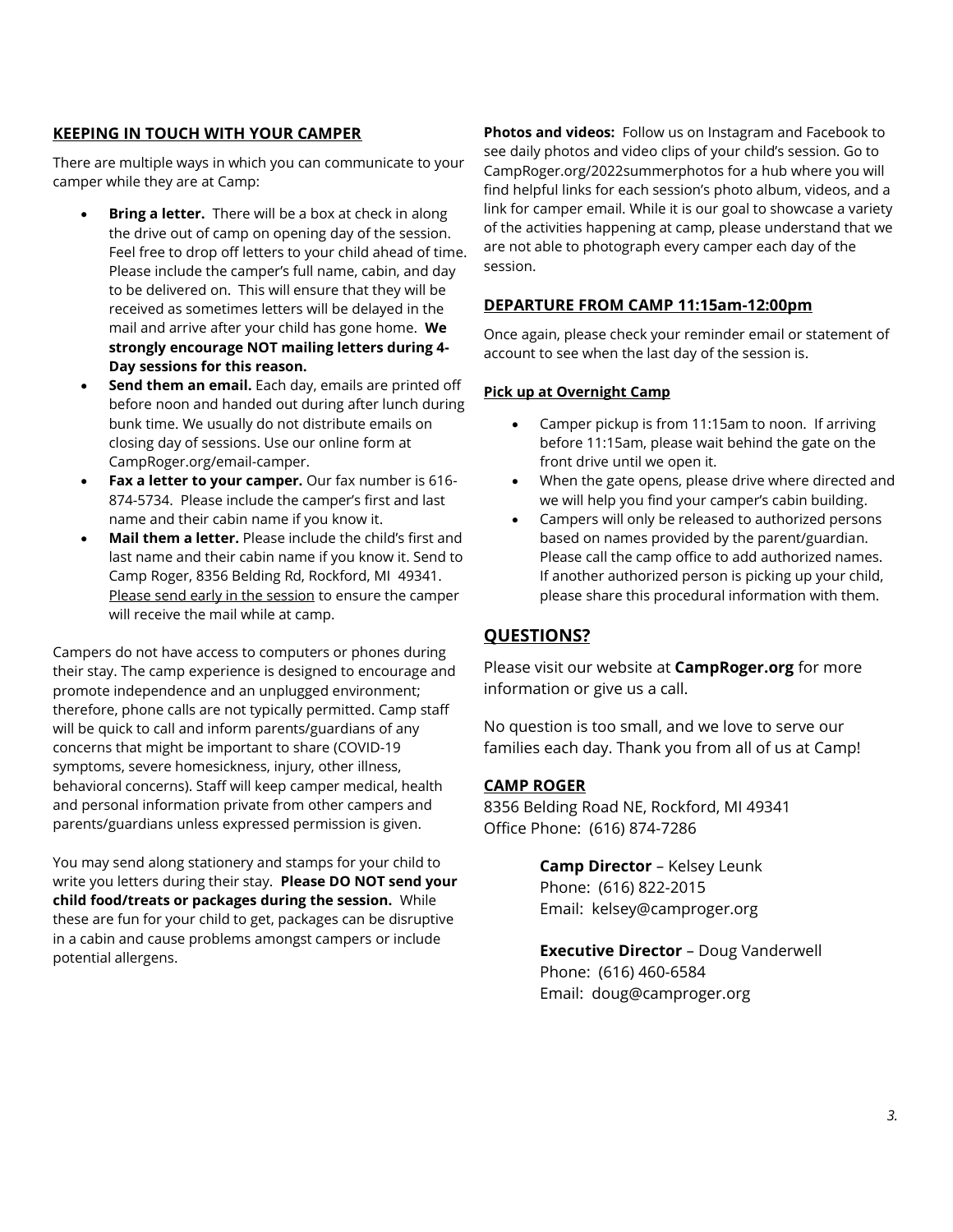## KEEPING IN TOUCH WITH YOUR CAMPER

There are multiple ways in which you can communicate to your camper while they are at Camp:

- **Bring a letter.** There will be a box at check in along the drive out of camp on opening day of the session. Feel free to drop off letters to your child ahead of time. Please include the camper's full name, cabin, and day to be delivered on. This will ensure that they will be received as sometimes letters will be delayed in the mail and arrive after your child has gone home. **We strongly encourage NOT mailing letters during 4-Day sessions for this reason.**
- **Send them an email.** Each day, emails are printed off before noon and handed out during after lunch during bunk time. We usually do not distribute emails on closing day of sessions. Use our online form at CampRoger.org/email-camper.
- **Fax a letter to your camper.** Our fax number is 616-874-5734. Please include the camper's first and last name and their cabin name if you know it.
- **Mail them a letter.** Please include the child's first and last name and their cabin name if you know it. Send to Camp Roger, 8356 Belding Rd, Rockford, MI 49341. Please send early in the session to ensure the camper will receive the mail while at camp.

Campers do not have access to computers or phones during their stay. The camp experience is designed to encourage and promote independence and an unplugged environment; therefore, phone calls are not typically permitted. Camp staff will be quick to call and inform parents/guardians of any concerns that might be important to share (COVID-19 symptoms, severe homesickness, injury, other illness, behavioral concerns). Staff will keep camper medical, health and personal information private from other campers and parents/guardians unless expressed permission is given.

You may send along stationery and stamps for your child to write you letters during their stay. **Please DO NOT send your child food/treats or packages during the session.** While these are fun for your child to get, packages can be disruptive in a cabin and cause problems amongst campers or include potential allergens.

**Photos and videos:** Follow us on Instagram and Facebook to see daily photos and video clips of your child's session. Go to CampRoger.org/2022summerphotos for a hub where you will find helpful links for each session's photo album, videos, and a link for camper email. While it is our goal to showcase a variety of the activities happening at camp, please understand that we are not able to photograph every camper each day of the session.

## DEPARTURE FROM CAMP 11:15am-12:00pm

Once again, please check your reminder email or statement of account to see when the last day of the session is.

### Pick up at Overnight Camp

- Camper pickup is from 11:15am to noon. If arriving before 11:15am, please wait behind the gate on the front drive until we open it.
- When the gate opens, please drive where directed and we will help you find your camper's cabin building.
- Campers will only be released to authorized persons based on names provided by the parent/guardian. Please call the camp office to add authorized names. If another authorized person is picking up your child, please share this procedural information with them.

## QUESTIONS?

Please visit our website at **CampRoger.org** for more information or give us a call.

No question is too small, and we love to serve our families each day. Thank you from all of us at Camp!

### CAMP ROGER

8356 Belding Road NE, Rockford, MI 49341
Office Phone: (616) 874-7286

**Camp Director** – Kelsey Leunk
Phone: (616) 822-2015
Email: kelsey@camproger.org

**Executive Director** – Doug Vanderwell
Phone: (616) 460-6584
Email: doug@camproger.org